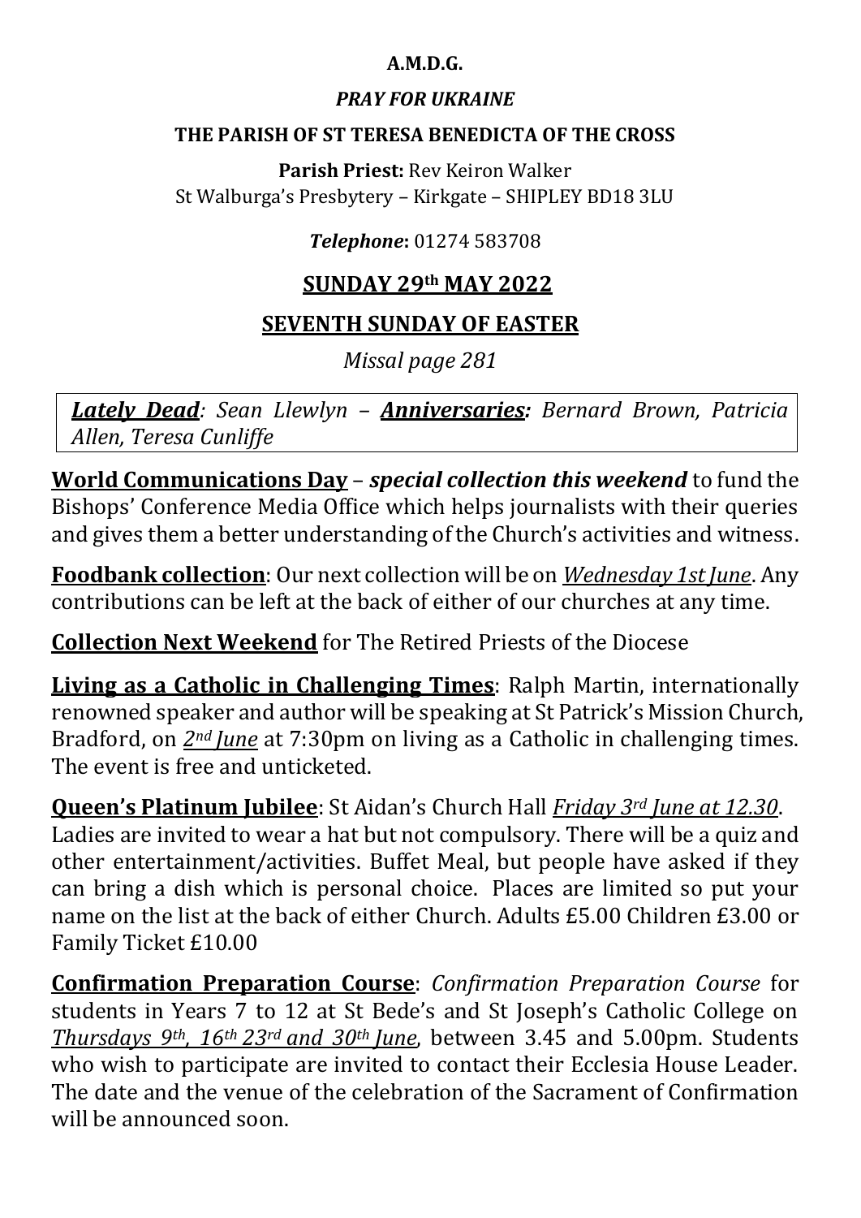**A.M.D.G.**

***PRAY FOR UKRAINE***

**THE PARISH OF ST TERESA BENEDICTA OF THE CROSS**

**Parish Priest:** Rev Keiron Walker
St Walburga's Presbytery – Kirkgate – SHIPLEY BD18 3LU

***Telephone*:** 01274 583708

## SUNDAY 29th MAY 2022

## SEVENTH SUNDAY OF EASTER

*Missal page 281*

***Lately Dead**: Sean Llewlyn –* ***Anniversaries:*** *Bernard Brown, Patricia Allen, Teresa Cunliffe*

**World Communications Day** – ***special collection this weekend*** to fund the Bishops' Conference Media Office which helps journalists with their queries and gives them a better understanding of the Church's activities and witness.

**Foodbank collection**: Our next collection will be on *Wednesday 1st June*. Any contributions can be left at the back of either of our churches at any time.

**Collection Next Weekend** for The Retired Priests of the Diocese

**Living as a Catholic in Challenging Times**: Ralph Martin, internationally renowned speaker and author will be speaking at St Patrick's Mission Church, Bradford, on *2nd June* at 7:30pm on living as a Catholic in challenging times. The event is free and unticketed.

**Queen's Platinum Jubilee**: St Aidan's Church Hall *Friday 3rd June at 12.30*. Ladies are invited to wear a hat but not compulsory. There will be a quiz and other entertainment/activities. Buffet Meal, but people have asked if they can bring a dish which is personal choice. Places are limited so put your name on the list at the back of either Church. Adults £5.00 Children £3.00 or Family Ticket £10.00

**Confirmation Preparation Course**: *Confirmation Preparation Course* for students in Years 7 to 12 at St Bede's and St Joseph's Catholic College on *Thursdays 9th, 16th 23rd and 30th June*, between 3.45 and 5.00pm. Students who wish to participate are invited to contact their Ecclesia House Leader. The date and the venue of the celebration of the Sacrament of Confirmation will be announced soon.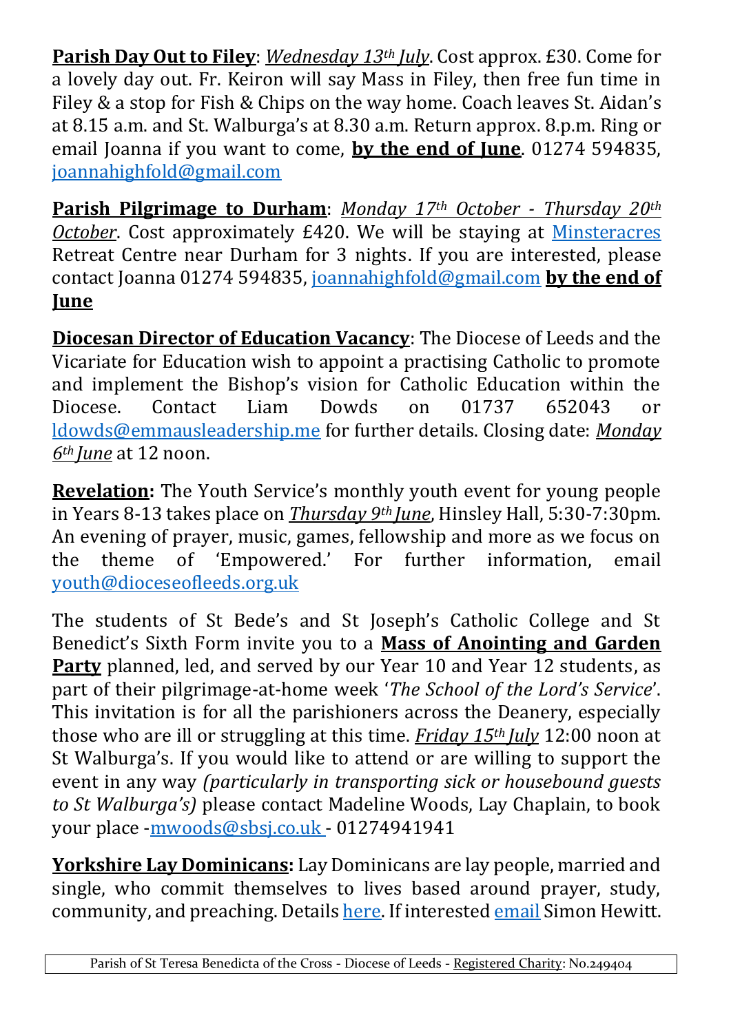**<u>Parish Day Out to Filey</u>**: *<u>Wednesday 13th July</u>*. Cost approx. £30. Come for a lovely day out. Fr. Keiron will say Mass in Filey, then free fun time in Filey & a stop for Fish & Chips on the way home. Coach leaves St. Aidan's at 8.15 a.m. and St. Walburga's at 8.30 a.m. Return approx. 8.p.m. Ring or email Joanna if you want to come, **<u>by the end of June</u>**. 01274 594835, joannahighfold@gmail.com

**<u>Parish Pilgrimage to Durham</u>**: *<u>Monday 17th October - Thursday 20th October</u>*. Cost approximately £420. We will be staying at Minsteracres Retreat Centre near Durham for 3 nights. If you are interested, please contact Joanna 01274 594835, joannahighfold@gmail.com **<u>by the end of June</u>**

**<u>Diocesan Director of Education Vacancy</u>**: The Diocese of Leeds and the Vicariate for Education wish to appoint a practising Catholic to promote and implement the Bishop's vision for Catholic Education within the Diocese. Contact Liam Dowds on 01737 652043 or ldowds@emmausleadership.me for further details. Closing date: *<u>Monday 6th June</u>* at 12 noon.

**<u>Revelation:</u>** The Youth Service's monthly youth event for young people in Years 8-13 takes place on ***<u>Thursday 9th June</u>***, Hinsley Hall, 5:30-7:30pm. An evening of prayer, music, games, fellowship and more as we focus on the theme of 'Empowered.' For further information, email youth@dioceseofleeds.org.uk

The students of St Bede's and St Joseph's Catholic College and St Benedict's Sixth Form invite you to a **<u>Mass of Anointing and Garden Party</u>** planned, led, and served by our Year 10 and Year 12 students, as part of their pilgrimage-at-home week '*The School of the Lord's Service*'. This invitation is for all the parishioners across the Deanery, especially those who are ill or struggling at this time. *<u>Friday 15th July</u>* 12:00 noon at St Walburga's. If you would like to attend or are willing to support the event in any way *(particularly in transporting sick or housebound guests to St Walburga's)* please contact Madeline Woods, Lay Chaplain, to book your place -mwoods@sbsj.co.uk - 01274941941

**<u>Yorkshire Lay Dominicans</u>:** Lay Dominicans are lay people, married and single, who commit themselves to lives based around prayer, study, community, and preaching. Details here. If interested email Simon Hewitt.

Parish of St Teresa Benedicta of the Cross - Diocese of Leeds - Registered Charity: No.249404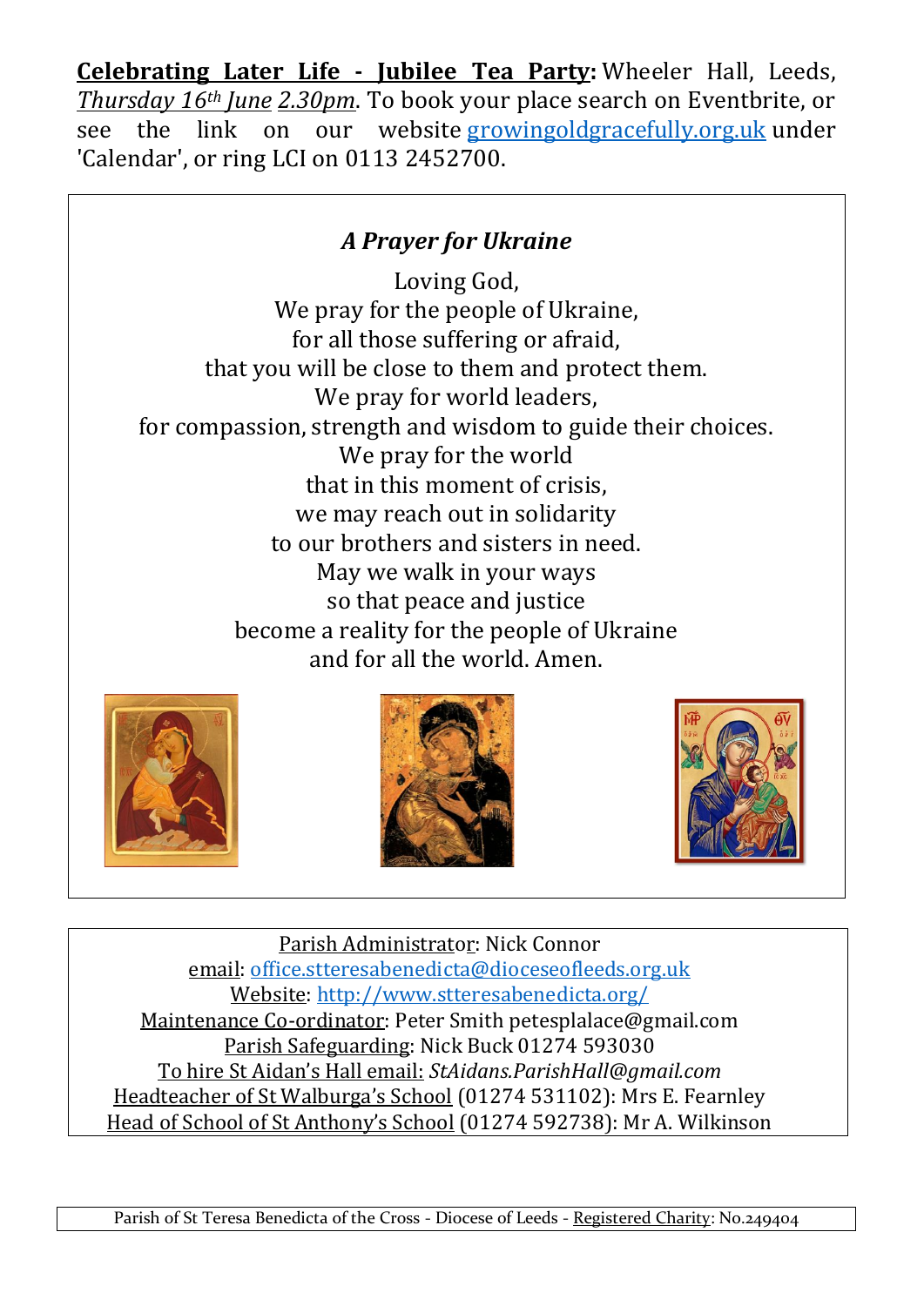**Celebrating Later Life - Jubilee Tea Party:** Wheeler Hall, Leeds, *Thursday 16th June* 2.30pm. To book your place search on Eventbrite, or see the link on our website growingoldgracefully.org.uk under 'Calendar', or ring LCI on 0113 2452700.

### *A Prayer for Ukraine*

Loving God,
We pray for the people of Ukraine,
for all those suffering or afraid,
that you will be close to them and protect them.
We pray for world leaders,
for compassion, strength and wisdom to guide their choices.
We pray for the world
that in this moment of crisis,
we may reach out in solidarity
to our brothers and sisters in need.
May we walk in your ways
so that peace and justice
become a reality for the people of Ukraine
and for all the world. Amen.

Parish Administrator: Nick Connor
email: office.stteresabenedicta@dioceseofleeds.org.uk
Website: http://www.stteresabenedicta.org/
Maintenance Co-ordinator: Peter Smith petesplalace@gmail.com
Parish Safeguarding: Nick Buck 01274 593030
To hire St Aidan's Hall email: *StAidans.ParishHall@gmail.com*
Headteacher of St Walburga's School (01274 531102): Mrs E. Fearnley
Head of School of St Anthony's School (01274 592738): Mr A. Wilkinson

Parish of St Teresa Benedicta of the Cross - Diocese of Leeds - Registered Charity: No.249404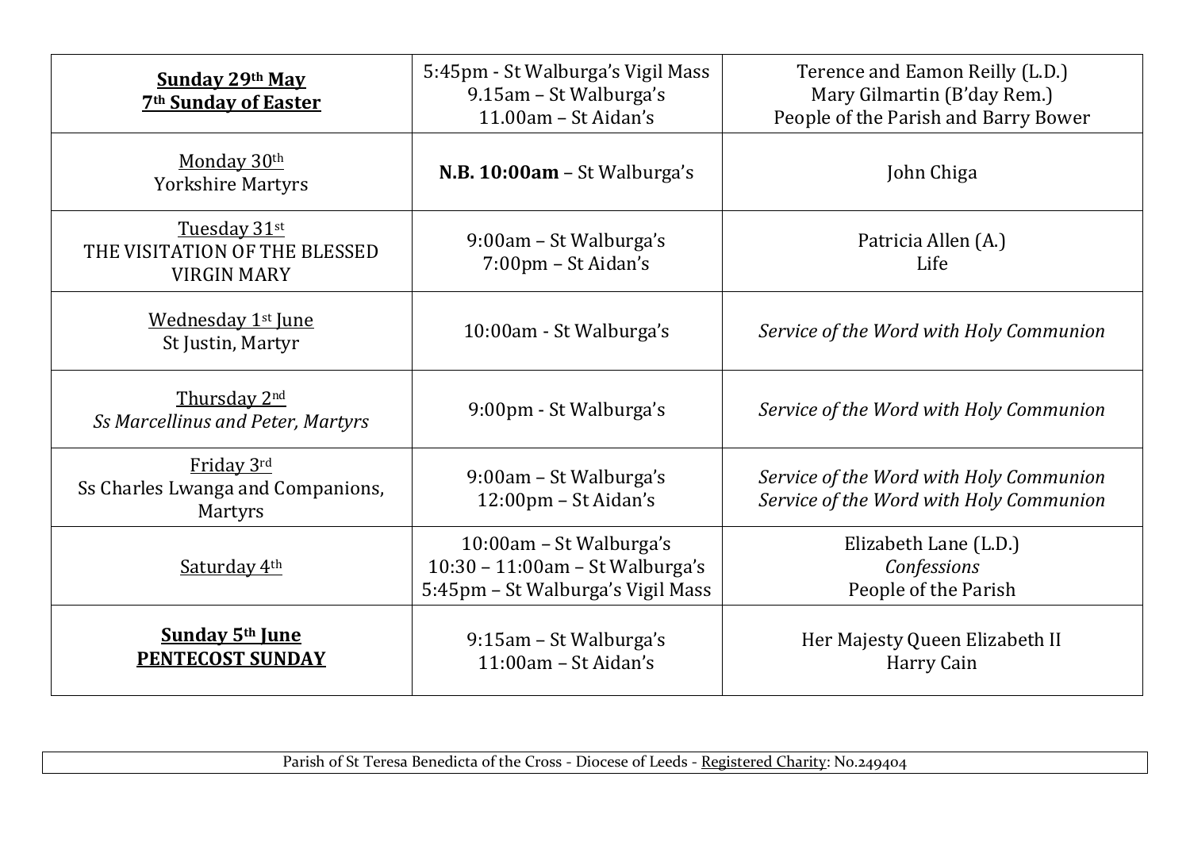| | | |
|---|---|---|
| **Sunday 29th May**<br>**7th Sunday of Easter** | 5:45pm - St Walburga's Vigil Mass<br>9.15am – St Walburga's<br>11.00am – St Aidan's | Terence and Eamon Reilly (L.D.)<br>Mary Gilmartin (B'day Rem.)<br>People of the Parish and Barry Bower |
| Monday 30th<br>Yorkshire Martyrs | **N.B. 10:00am** – St Walburga's | John Chiga |
| Tuesday 31st<br>THE VISITATION OF THE BLESSED VIRGIN MARY | 9:00am – St Walburga's<br>7:00pm – St Aidan's | Patricia Allen (A.)<br>Life |
| Wednesday 1st June<br>St Justin, Martyr | 10:00am - St Walburga's | *Service of the Word with Holy Communion* |
| Thursday 2nd<br>*Ss Marcellinus and Peter, Martyrs* | 9:00pm - St Walburga's | *Service of the Word with Holy Communion* |
| Friday 3rd<br>Ss Charles Lwanga and Companions, Martyrs | 9:00am – St Walburga's<br>12:00pm – St Aidan's | *Service of the Word with Holy Communion*<br>*Service of the Word with Holy Communion* |
| Saturday 4th | 10:00am – St Walburga's<br>10:30 – 11:00am – St Walburga's<br>5:45pm – St Walburga's Vigil Mass | Elizabeth Lane (L.D.)<br>*Confessions*<br>People of the Parish |
| **Sunday 5th June**<br>**PENTECOST SUNDAY** | 9:15am – St Walburga's<br>11:00am – St Aidan's | Her Majesty Queen Elizabeth II<br>Harry Cain |

Parish of St Teresa Benedicta of the Cross - Diocese of Leeds - Registered Charity: No.249404